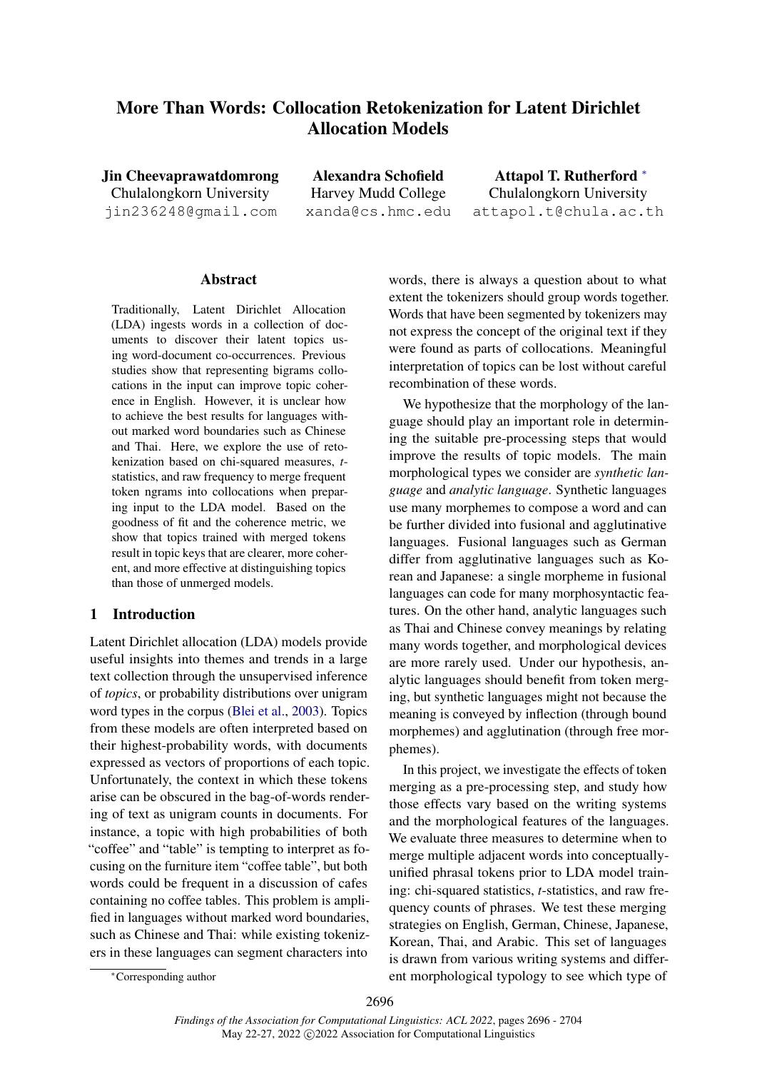# More Than Words: Collocation Retokenization for Latent Dirichlet Allocation Models

**Jin Cheevaprawatdomrong**
Chulalongkorn University
jin236248@gmail.com

**Alexandra Schofield**
Harvey Mudd College
xanda@cs.hmc.edu

**Attapol T. Rutherford** *
Chulalongkorn University
attapol.t@chula.ac.th

## Abstract

Traditionally, Latent Dirichlet Allocation (LDA) ingests words in a collection of documents to discover their latent topics using word-document co-occurrences. Previous studies show that representing bigrams collocations in the input can improve topic coherence in English. However, it is unclear how to achieve the best results for languages without marked word boundaries such as Chinese and Thai. Here, we explore the use of retokenization based on chi-squared measures, *t*-statistics, and raw frequency to merge frequent token ngrams into collocations when preparing input to the LDA model. Based on the goodness of fit and the coherence metric, we show that topics trained with merged tokens result in topic keys that are clearer, more coherent, and more effective at distinguishing topics than those of unmerged models.

## 1 Introduction

Latent Dirichlet allocation (LDA) models provide useful insights into themes and trends in a large text collection through the unsupervised inference of *topics*, or probability distributions over unigram word types in the corpus (Blei et al., 2003). Topics from these models are often interpreted based on their highest-probability words, with documents expressed as vectors of proportions of each topic. Unfortunately, the context in which these tokens arise can be obscured in the bag-of-words rendering of text as unigram counts in documents. For instance, a topic with high probabilities of both "coffee" and "table" is tempting to interpret as focusing on the furniture item "coffee table", but both words could be frequent in a discussion of cafes containing no coffee tables. This problem is amplified in languages without marked word boundaries, such as Chinese and Thai: while existing tokenizers in these languages can segment characters into words, there is always a question about to what extent the tokenizers should group words together. Words that have been segmented by tokenizers may not express the concept of the original text if they were found as parts of collocations. Meaningful interpretation of topics can be lost without careful recombination of these words.

We hypothesize that the morphology of the language should play an important role in determining the suitable pre-processing steps that would improve the results of topic models. The main morphological types we consider are *synthetic language* and *analytic language*. Synthetic languages use many morphemes to compose a word and can be further divided into fusional and agglutinative languages. Fusional languages such as German differ from agglutinative languages such as Korean and Japanese: a single morpheme in fusional languages can code for many morphosyntactic features. On the other hand, analytic languages such as Thai and Chinese convey meanings by relating many words together, and morphological devices are more rarely used. Under our hypothesis, analytic languages should benefit from token merging, but synthetic languages might not because the meaning is conveyed by inflection (through bound morphemes) and agglutination (through free morphemes).

In this project, we investigate the effects of token merging as a pre-processing step, and study how those effects vary based on the writing systems and the morphological features of the languages. We evaluate three measures to determine when to merge multiple adjacent words into conceptually-unified phrasal tokens prior to LDA model training: chi-squared statistics, *t*-statistics, and raw frequency counts of phrases. We test these merging strategies on English, German, Chinese, Japanese, Korean, Thai, and Arabic. This set of languages is drawn from various writing systems and different morphological typology to see which type of

*Corresponding author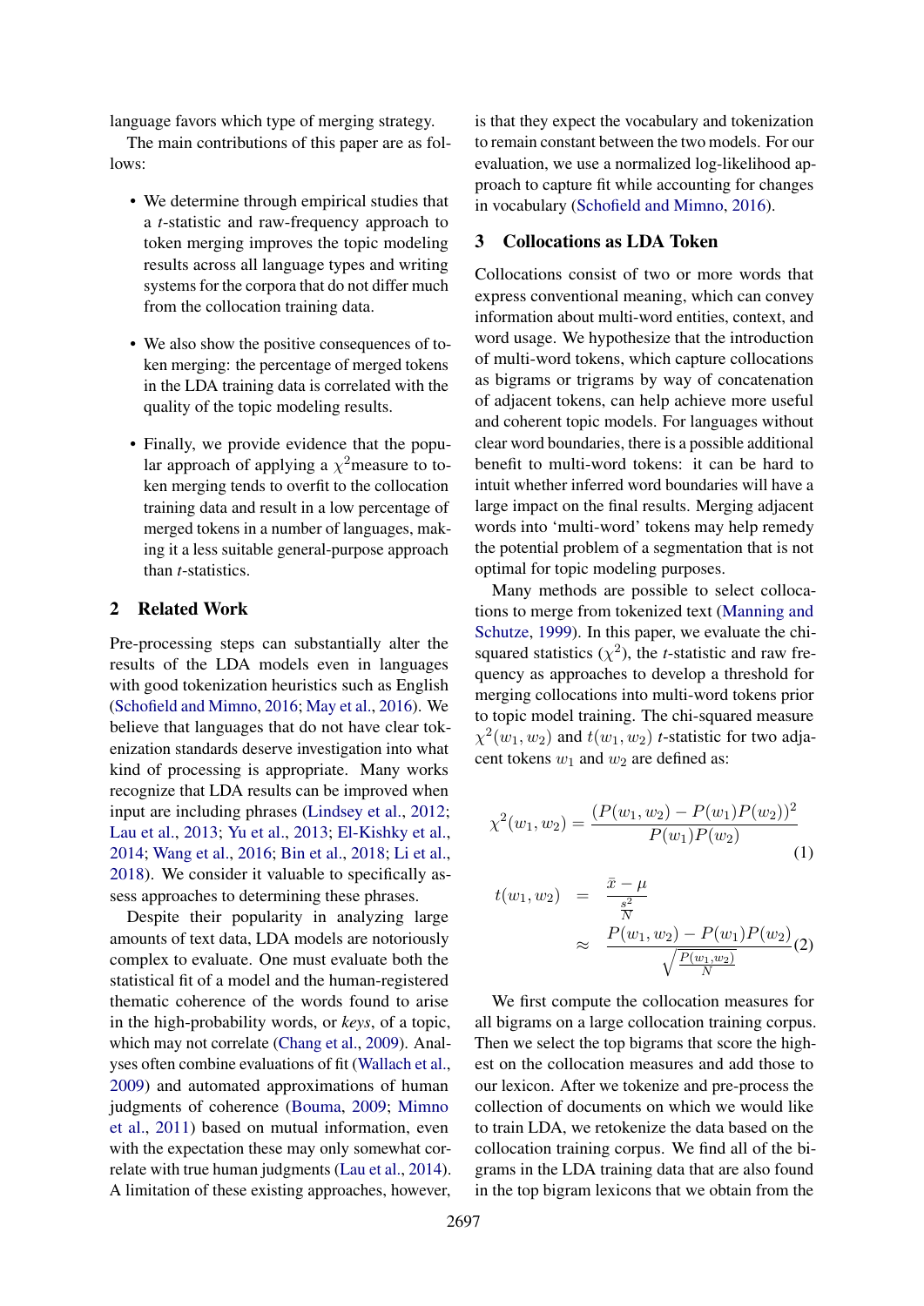language favors which type of merging strategy.

The main contributions of this paper are as follows:

- We determine through empirical studies that a *t*-statistic and raw-frequency approach to token merging improves the topic modeling results across all language types and writing systems for the corpora that do not differ much from the collocation training data.
- We also show the positive consequences of token merging: the percentage of merged tokens in the LDA training data is correlated with the quality of the topic modeling results.
- Finally, we provide evidence that the popular approach of applying a $\chi^2$measure to token merging tends to overfit to the collocation training data and result in a low percentage of merged tokens in a number of languages, making it a less suitable general-purpose approach than *t*-statistics.

## 2 Related Work

Pre-processing steps can substantially alter the results of the LDA models even in languages with good tokenization heuristics such as English (Schofield and Mimno, 2016; May et al., 2016). We believe that languages that do not have clear tokenization standards deserve investigation into what kind of processing is appropriate. Many works recognize that LDA results can be improved when input are including phrases (Lindsey et al., 2012; Lau et al., 2013; Yu et al., 2013; El-Kishky et al., 2014; Wang et al., 2016; Bin et al., 2018; Li et al., 2018). We consider it valuable to specifically assess approaches to determining these phrases.

Despite their popularity in analyzing large amounts of text data, LDA models are notoriously complex to evaluate. One must evaluate both the statistical fit of a model and the human-registered thematic coherence of the words found to arise in the high-probability words, or *keys*, of a topic, which may not correlate (Chang et al., 2009). Analyses often combine evaluations of fit (Wallach et al., 2009) and automated approximations of human judgments of coherence (Bouma, 2009; Mimno et al., 2011) based on mutual information, even with the expectation these may only somewhat correlate with true human judgments (Lau et al., 2014). A limitation of these existing approaches, however, is that they expect the vocabulary and tokenization to remain constant between the two models. For our evaluation, we use a normalized log-likelihood approach to capture fit while accounting for changes in vocabulary (Schofield and Mimno, 2016).

## 3 Collocations as LDA Token

Collocations consist of two or more words that express conventional meaning, which can convey information about multi-word entities, context, and word usage. We hypothesize that the introduction of multi-word tokens, which capture collocations as bigrams or trigrams by way of concatenation of adjacent tokens, can help achieve more useful and coherent topic models. For languages without clear word boundaries, there is a possible additional benefit to multi-word tokens: it can be hard to intuit whether inferred word boundaries will have a large impact on the final results. Merging adjacent words into 'multi-word' tokens may help remedy the potential problem of a segmentation that is not optimal for topic modeling purposes.

Many methods are possible to select collocations to merge from tokenized text (Manning and Schutze, 1999). In this paper, we evaluate the chi-squared statistics ($\chi^2$), the *t*-statistic and raw frequency as approaches to develop a threshold for merging collocations into multi-word tokens prior to topic model training. The chi-squared measure $\chi^2(w_1, w_2)$ and $t(w_1, w_2)$ *t*-statistic for two adjacent tokens $w_1$ and $w_2$ are defined as:

$$\chi^2(w_1, w_2) = \frac{(P(w_1, w_2) - P(w_1)P(w_2))^2}{P(w_1)P(w_2)} \tag{1}$$

$$\begin{aligned} t(w_1, w_2) &= \frac{\bar{x} - \mu}{\frac{s^2}{N}} \\ &\approx \frac{P(w_1, w_2) - P(w_1)P(w_2)}{\sqrt{\frac{P(w_1, w_2)}{N}}} \end{aligned} \tag{2}$$

We first compute the collocation measures for all bigrams on a large collocation training corpus. Then we select the top bigrams that score the highest on the collocation measures and add those to our lexicon. After we tokenize and pre-process the collection of documents on which we would like to train LDA, we retokenize the data based on the collocation training corpus. We find all of the bigrams in the LDA training data that are also found in the top bigram lexicons that we obtain from the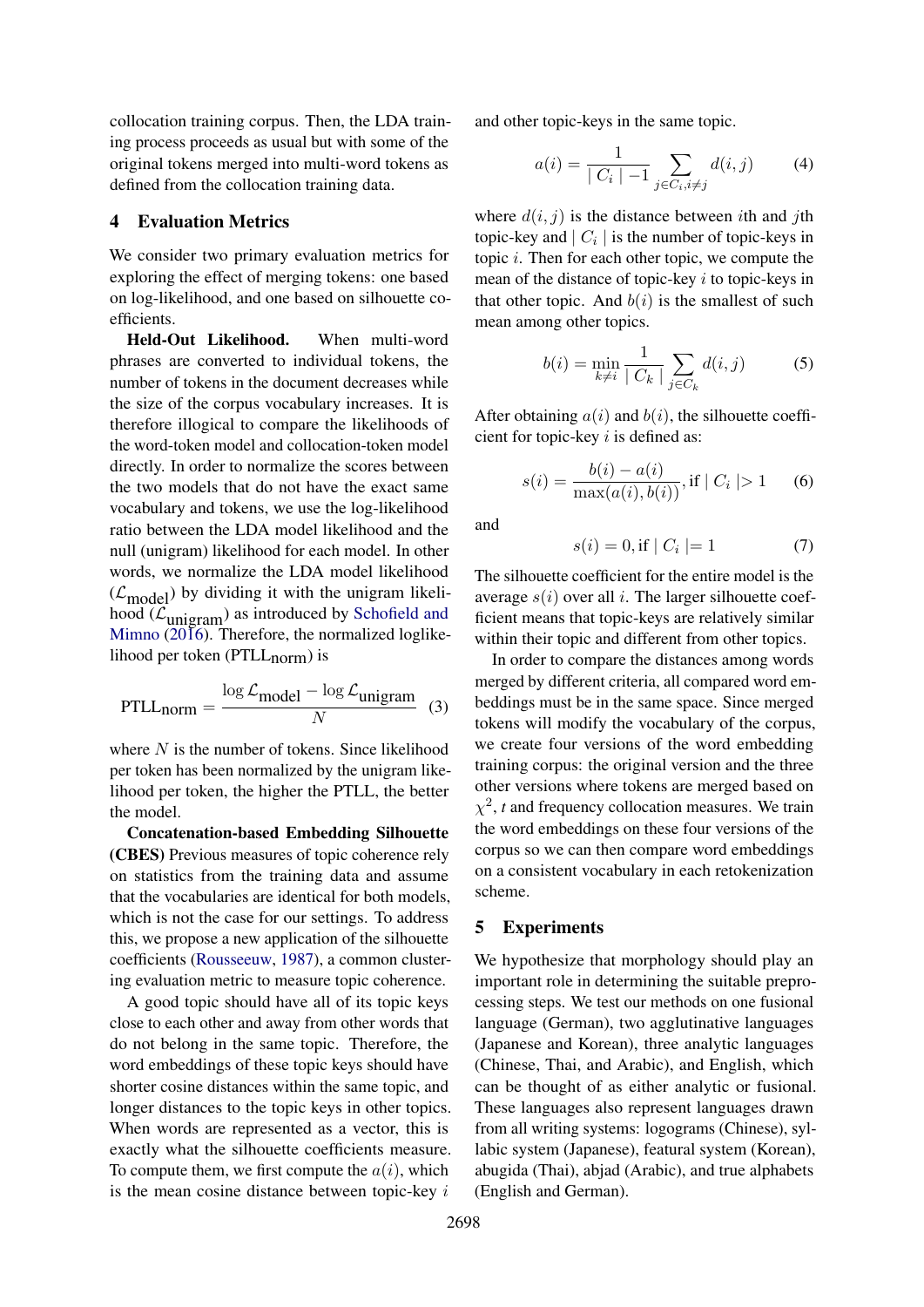collocation training corpus. Then, the LDA training process proceeds as usual but with some of the original tokens merged into multi-word tokens as defined from the collocation training data.

## 4 Evaluation Metrics

We consider two primary evaluation metrics for exploring the effect of merging tokens: one based on log-likelihood, and one based on silhouette coefficients.

**Held-Out Likelihood.** When multi-word phrases are converted to individual tokens, the number of tokens in the document decreases while the size of the corpus vocabulary increases. It is therefore illogical to compare the likelihoods of the word-token model and collocation-token model directly. In order to normalize the scores between the two models that do not have the exact same vocabulary and tokens, we use the log-likelihood ratio between the LDA model likelihood and the null (unigram) likelihood for each model. In other words, we normalize the LDA model likelihood ($\mathcal{L}_{\text{model}}$) by dividing it with the unigram likelihood ($\mathcal{L}_{\text{unigram}}$) as introduced by Schofield and Mimno (2016). Therefore, the normalized loglikelihood per token ($\text{PTLL}_{\text{norm}}$) is

$$\text{PTLL}_{\text{norm}} = \frac{\log \mathcal{L}_{\text{model}} - \log \mathcal{L}_{\text{unigram}}}{N} \quad (3)$$

where $N$ is the number of tokens. Since likelihood per token has been normalized by the unigram likelihood per token, the higher the PTLL, the better the model.

**Concatenation-based Embedding Silhouette (CBES)** Previous measures of topic coherence rely on statistics from the training data and assume that the vocabularies are identical for both models, which is not the case for our settings. To address this, we propose a new application of the silhouette coefficients (Rousseeuw, 1987), a common clustering evaluation metric to measure topic coherence.

A good topic should have all of its topic keys close to each other and away from other words that do not belong in the same topic. Therefore, the word embeddings of these topic keys should have shorter cosine distances within the same topic, and longer distances to the topic keys in other topics. When words are represented as a vector, this is exactly what the silhouette coefficients measure. To compute them, we first compute the $a(i)$, which is the mean cosine distance between topic-key $i$ and other topic-keys in the same topic.

$$a(i) = \frac{1}{\mid C_i \mid -1} \sum_{j \in C_i, i \neq j} d(i,j) \quad (4)$$

where $d(i,j)$ is the distance between $i$th and $j$th topic-key and $\mid C_i \mid$ is the number of topic-keys in topic $i$. Then for each other topic, we compute the mean of the distance of topic-key $i$ to topic-keys in that other topic. And $b(i)$ is the smallest of such mean among other topics.

$$b(i) = \min_{k \neq i} \frac{1}{\mid C_k \mid} \sum_{j \in C_k} d(i,j) \quad (5)$$

After obtaining $a(i)$ and $b(i)$, the silhouette coefficient for topic-key $i$ is defined as:

$$s(i) = \frac{b(i) - a(i)}{\max(a(i), b(i))}, \text{if } \mid C_i \mid > 1 \quad (6)$$

and

$$s(i) = 0, \text{if } \mid C_i \mid = 1 \quad (7)$$

The silhouette coefficient for the entire model is the average $s(i)$ over all $i$. The larger silhouette coefficient means that topic-keys are relatively similar within their topic and different from other topics.

In order to compare the distances among words merged by different criteria, all compared word embeddings must be in the same space. Since merged tokens will modify the vocabulary of the corpus, we create four versions of the word embedding training corpus: the original version and the three other versions where tokens are merged based on $\chi^2$, *t* and frequency collocation measures. We train the word embeddings on these four versions of the corpus so we can then compare word embeddings on a consistent vocabulary in each retokenization scheme.

## 5 Experiments

We hypothesize that morphology should play an important role in determining the suitable preprocessing steps. We test our methods on one fusional language (German), two agglutinative languages (Japanese and Korean), three analytic languages (Chinese, Thai, and Arabic), and English, which can be thought of as either analytic or fusional. These languages also represent languages drawn from all writing systems: logograms (Chinese), syllabic system (Japanese), featural system (Korean), abugida (Thai), abjad (Arabic), and true alphabets (English and German).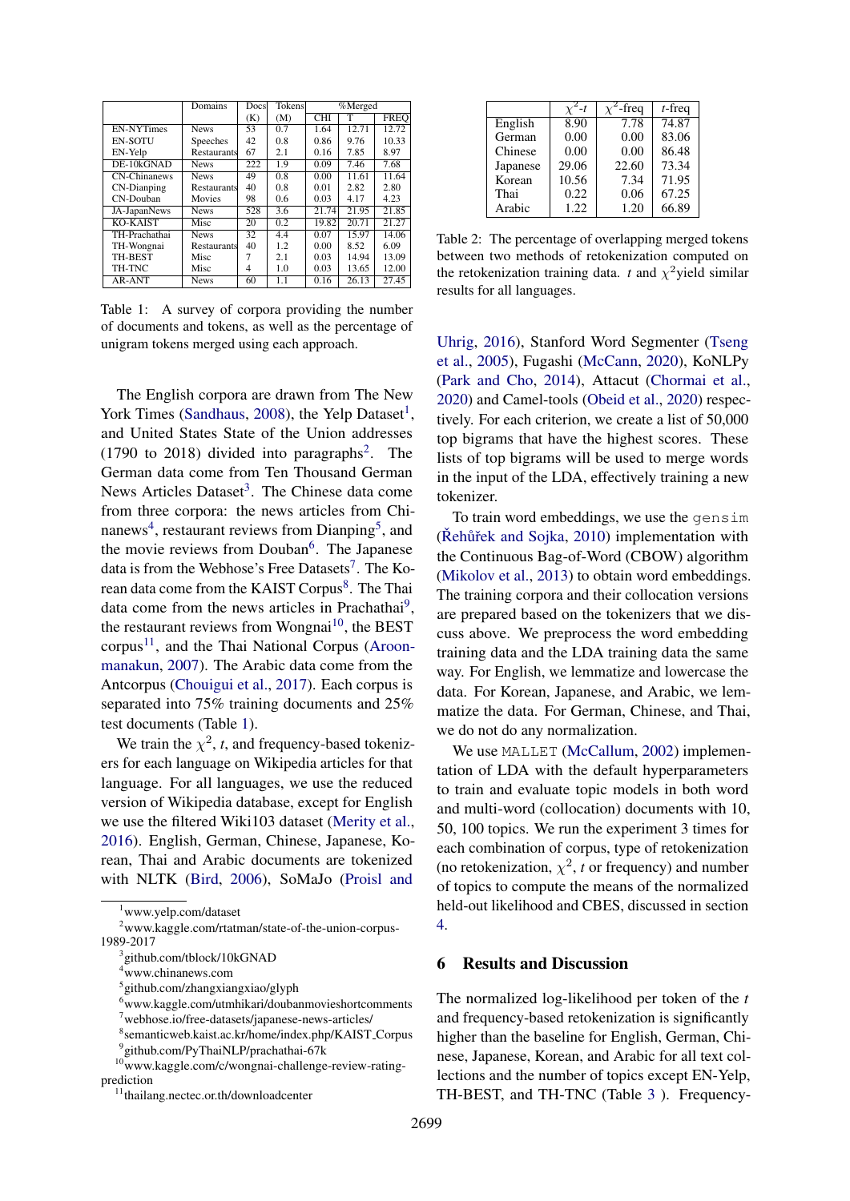|  | Domains | Docs (K) | Tokens (M) | %Merged | | |
|---|---|---|---|---|---|---|
|  |  |  |  | CHI | T | FREQ |
| EN-NYTimes | News | 53 | 0.7 | 1.64 | 12.71 | 12.72 |
| EN-SOTU | Speeches | 42 | 0.8 | 0.86 | 9.76 | 10.33 |
| EN-Yelp | Restaurants | 67 | 2.1 | 0.16 | 7.85 | 8.97 |
| DE-10kGNAD | News | 222 | 1.9 | 0.09 | 7.46 | 7.68 |
| CN-Chinanews | News | 49 | 0.8 | 0.00 | 11.61 | 11.64 |
| CN-Dianping | Restaurants | 40 | 0.8 | 0.01 | 2.82 | 2.80 |
| CN-Douban | Movies | 98 | 0.6 | 0.03 | 4.17 | 4.23 |
| JA-JapanNews | News | 528 | 3.6 | 21.74 | 21.95 | 21.85 |
| KO-KAIST | Misc | 20 | 0.2 | 19.82 | 20.71 | 21.27 |
| TH-Prachathai | News | 32 | 4.4 | 0.07 | 15.97 | 14.06 |
| TH-Wongnai | Restaurants | 40 | 1.2 | 0.00 | 8.52 | 6.09 |
| TH-BEST | Misc | 7 | 2.1 | 0.03 | 14.94 | 13.09 |
| TH-TNC | Misc | 4 | 1.0 | 0.03 | 13.65 | 12.00 |
| AR-ANT | News | 60 | 1.1 | 0.16 | 26.13 | 27.45 |

Table 1: A survey of corpora providing the number of documents and tokens, as well as the percentage of unigram tokens merged using each approach.

The English corpora are drawn from The New York Times (Sandhaus, 2008), the Yelp Dataset[1], and United States State of the Union addresses (1790 to 2018) divided into paragraphs[2]. The German data come from Ten Thousand German News Articles Dataset[3]. The Chinese data come from three corpora: the news articles from Chinanews[4], restaurant reviews from Dianping[5], and the movie reviews from Douban[6]. The Japanese data is from the Webhose's Free Datasets[7]. The Korean data come from the KAIST Corpus[8]. The Thai data come from the news articles in Prachathai[9], the restaurant reviews from Wongnai[10], the BEST corpus[11], and the Thai National Corpus (Aroonmanakun, 2007). The Arabic data come from the Antcorpus (Chouigui et al., 2017). Each corpus is separated into 75% training documents and 25% test documents (Table 1).

We train the $\chi^2$, $t$, and frequency-based tokenizers for each language on Wikipedia articles for that language. For all languages, we use the reduced version of Wikipedia database, except for English we use the filtered Wiki103 dataset (Merity et al., 2016). English, German, Chinese, Japanese, Korean, Thai and Arabic documents are tokenized with NLTK (Bird, 2006), SoMaJo (Proisl and Uhrig, 2016), Stanford Word Segmenter (Tseng et al., 2005), Fugashi (McCann, 2020), KoNLPy (Park and Cho, 2014), Attacut (Chormai et al., 2020) and Camel-tools (Obeid et al., 2020) respectively. For each criterion, we create a list of 50,000 top bigrams that have the highest scores. These lists of top bigrams will be used to merge words in the input of the LDA, effectively training a new tokenizer.

[1] www.yelp.com/dataset

[2] www.kaggle.com/rtatman/state-of-the-union-corpus-1989-2017

[3] github.com/tblock/10kGNAD

[4] www.chinanews.com

[5] github.com/zhangxiangxiao/glyph

[6] www.kaggle.com/utmhikari/doubanmovieshortcomments

[7] webhose.io/free-datasets/japanese-news-articles/

[8] semanticweb.kaist.ac.kr/home/index.php/KAIST_Corpus

[9] github.com/PyThaiNLP/prachathai-67k

[10] www.kaggle.com/c/wongnai-challenge-review-rating-prediction

[11] thailang.nectec.or.th/downloadcenter

|  | $\chi^2$-$t$ | $\chi^2$-freq | $t$-freq |
|---|---|---|---|
| English | 8.90 | 7.78 | 74.87 |
| German | 0.00 | 0.00 | 83.06 |
| Chinese | 0.00 | 0.00 | 86.48 |
| Japanese | 29.06 | 22.60 | 73.34 |
| Korean | 10.56 | 7.34 | 71.95 |
| Thai | 0.22 | 0.06 | 67.25 |
| Arabic | 1.22 | 1.20 | 66.89 |

Table 2: The percentage of overlapping merged tokens between two methods of retokenization computed on the retokenization training data. $t$ and $\chi^2$yield similar results for all languages.

To train word embeddings, we use the `gensim` (Řehůřek and Sojka, 2010) implementation with the Continuous Bag-of-Word (CBOW) algorithm (Mikolov et al., 2013) to obtain word embeddings. The training corpora and their collocation versions are prepared based on the tokenizers that we discuss above. We preprocess the word embedding training data and the LDA training data the same way. For English, we lemmatize and lowercase the data. For Korean, Japanese, and Arabic, we lemmatize the data. For German, Chinese, and Thai, we do not do any normalization.

We use `MALLET` (McCallum, 2002) implementation of LDA with the default hyperparameters to train and evaluate topic models in both word and multi-word (collocation) documents with 10, 50, 100 topics. We run the experiment 3 times for each combination of corpus, type of retokenization (no retokenization, $\chi^2$, $t$ or frequency) and number of topics to compute the means of the normalized held-out likelihood and CBES, discussed in section 4.

## 6 Results and Discussion

The normalized log-likelihood per token of the $t$ and frequency-based retokenization is significantly higher than the baseline for English, German, Chinese, Japanese, Korean, and Arabic for all text collections and the number of topics except EN-Yelp, TH-BEST, and TH-TNC (Table 3 ). Frequency-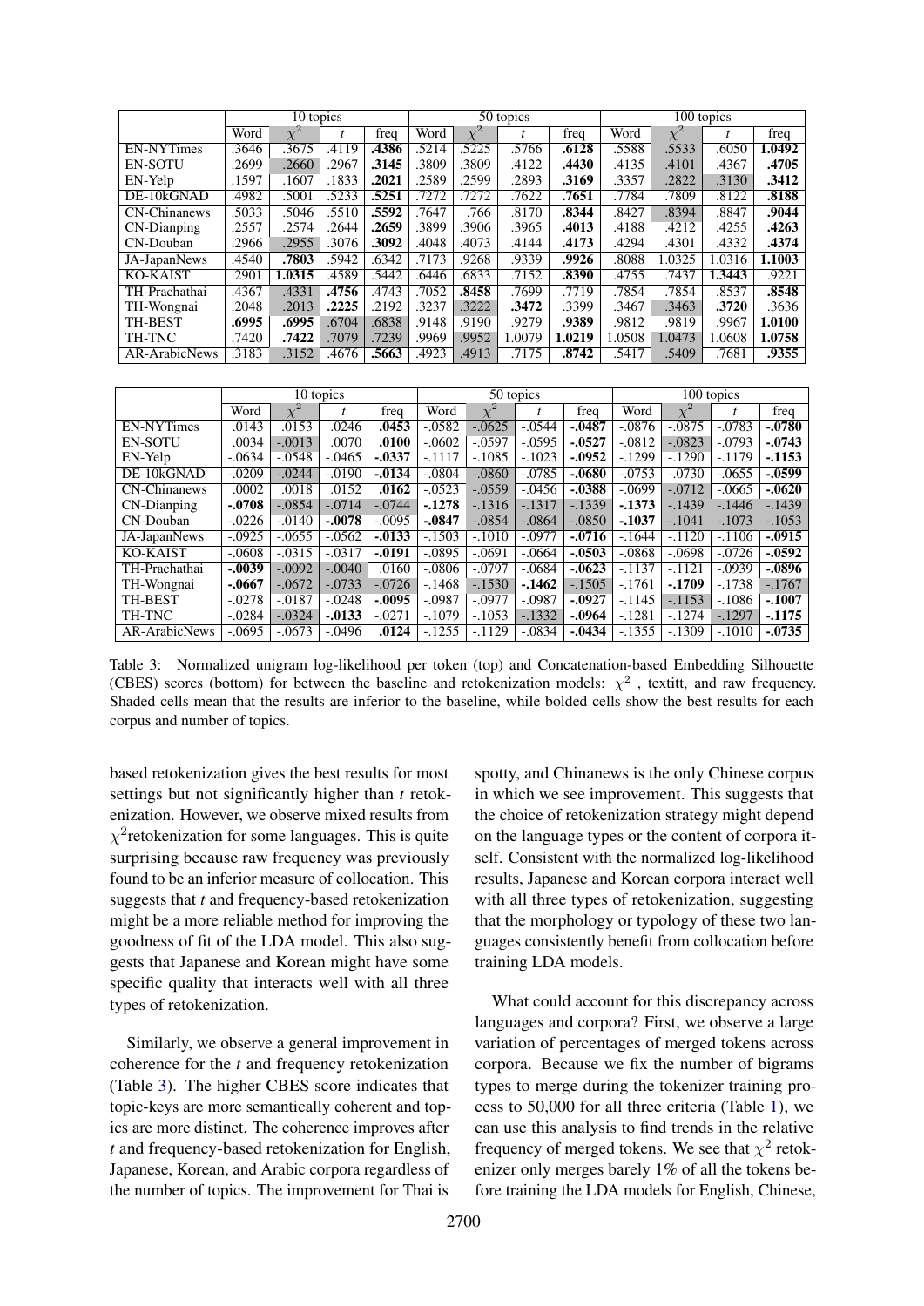| | 10 topics | | | | 50 topics | | | | 100 topics | | | |
|---|---|---|---|---|---|---|---|---|---|---|---|---|
| | Word | $\chi^2$ | $t$ | freq | Word | $\chi^2$ | $t$ | freq | Word | $\chi^2$ | $t$ | freq |
| EN-NYTimes | .3646 | .3675 | .4119 | **.4386** | .5214 | .5225 | .5766 | **.6128** | .5588 | .5533 | .6050 | **1.0492** |
| EN-SOTU | .2699 | .2660 | .2967 | **.3145** | .3809 | .3809 | .4122 | **.4430** | .4135 | .4101 | .4367 | **.4705** |
| EN-Yelp | .1597 | .1607 | .1833 | **.2021** | .2589 | .2599 | .2893 | **.3169** | .3357 | .2822 | .3130 | **.3412** |
| DE-10kGNAD | .4982 | .5001 | .5233 | **.5251** | .7272 | .7272 | .7622 | **.7651** | .7784 | .7809 | .8122 | **.8188** |
| CN-Chinanews | .5033 | .5046 | .5510 | **.5592** | .7647 | .766 | .8170 | **.8344** | .8427 | .8394 | .8847 | **.9044** |
| CN-Dianping | .2557 | .2574 | .2644 | **.2659** | .3899 | .3906 | .3965 | **.4013** | .4188 | .4212 | .4255 | **.4263** |
| CN-Douban | .2966 | .2955 | .3076 | **.3092** | .4048 | .4073 | .4144 | **.4173** | .4294 | .4301 | .4332 | **.4374** |
| JA-JapanNews | .4540 | **.7803** | .5942 | .6342 | .7173 | .9268 | .9339 | **.9926** | .8088 | 1.0325 | 1.0316 | **1.1003** |
| KO-KAIST | .2901 | **1.0315** | .4589 | .5442 | .6446 | .6833 | .7152 | **.8390** | .4755 | .7437 | **1.3443** | .9221 |
| TH-Prachathai | .4367 | .4331 | **.4756** | .4743 | .7052 | **.8458** | .7699 | .7719 | .7854 | .7854 | .8537 | **.8548** |
| TH-Wongnai | .2048 | .2013 | **.2225** | .2192 | .3237 | .3222 | **.3472** | .3399 | .3467 | .3463 | **.3720** | .3636 |
| TH-BEST | **.6995** | **.6995** | .6704 | .6838 | .9148 | .9190 | .9279 | **.9389** | .9812 | .9819 | .9967 | **1.0100** |
| TH-TNC | .7420 | **.7422** | .7079 | .7239 | .9969 | .9952 | 1.0079 | **1.0219** | 1.0508 | 1.0473 | 1.0608 | **1.0758** |
| AR-ArabicNews | .3183 | .3152 | .4676 | **.5663** | .4923 | .4913 | .7175 | **.8742** | .5417 | .5409 | .7681 | **.9355** |

| | 10 topics | | | | 50 topics | | | | 100 topics | | | |
|---|---|---|---|---|---|---|---|---|---|---|---|---|
| | Word | $\chi^2$ | $t$ | freq | Word | $\chi^2$ | $t$ | freq | Word | $\chi^2$ | $t$ | freq |
| EN-NYTimes | .0143 | .0153 | .0246 | **.0453** | -.0582 | -.0625 | -.0544 | **-.0487** | -.0876 | -.0875 | -.0783 | **-.0780** |
| EN-SOTU | .0034 | -.0013 | .0070 | **.0100** | -.0602 | -.0597 | -.0595 | **-.0527** | -.0812 | -.0823 | -.0793 | **-.0743** |
| EN-Yelp | -.0634 | -.0548 | -.0465 | **-.0337** | -.1117 | -.1085 | -.1023 | **-.0952** | -.1299 | -.1290 | -.1179 | **-.1153** |
| DE-10kGNAD | -.0209 | -.0244 | -.0190 | **-.0134** | -.0804 | -.0860 | -.0785 | **-.0680** | -.0753 | -.0730 | -.0655 | **-.0599** |
| CN-Chinanews | .0002 | .0018 | .0152 | **.0162** | -.0523 | -.0559 | -.0456 | **-.0388** | -.0699 | -.0712 | -.0665 | **-.0620** |
| CN-Dianping | **-.0708** | -.0854 | -.0714 | -.0744 | **-.1278** | -.1316 | -.1317 | -.1339 | **-.1373** | -.1439 | -.1446 | -.1439 |
| CN-Douban | -.0226 | -.0140 | **-.0078** | -.0095 | **-.0847** | -.0854 | -.0864 | -.0850 | **-.1037** | -.1041 | -.1073 | -.1053 |
| JA-JapanNews | -.0925 | -.0655 | -.0562 | **-.0133** | -.1503 | -.1010 | -.0977 | **-.0716** | -.1644 | -.1120 | -.1106 | **-.0915** |
| KO-KAIST | -.0608 | -.0315 | -.0317 | **-.0191** | -.0895 | -.0691 | -.0664 | **-.0503** | -.0868 | -.0698 | -.0726 | **-.0592** |
| TH-Prachathai | **-.0039** | -.0092 | -.0040 | .0160 | -.0806 | -.0797 | -.0684 | **-.0623** | -.1137 | -.1121 | -.0939 | **-.0896** |
| TH-Wongnai | **-.0667** | -.0672 | -.0733 | -.0726 | -.1468 | -.1530 | **-.1462** | -.1505 | -.1761 | **-.1709** | -.1738 | -.1767 |
| TH-BEST | -.0278 | -.0187 | -.0248 | **-.0095** | -.0987 | -.0977 | -.0987 | **-.0927** | -.1145 | -.1153 | -.1086 | **-.1007** |
| TH-TNC | -.0284 | -.0324 | **-.0133** | -.0271 | -.1079 | -.1053 | -.1332 | **-.0964** | -.1281 | -.1274 | -.1297 | **-.1175** |
| AR-ArabicNews | -.0695 | -.0673 | -.0496 | **.0124** | -.1255 | -.1129 | -.0834 | **-.0434** | -.1355 | -.1309 | -.1010 | **-.0735** |

Table 3: Normalized unigram log-likelihood per token (top) and Concatenation-based Embedding Silhouette (CBES) scores (bottom) for between the baseline and retokenization models: $\chi^2$ , textitt, and raw frequency. Shaded cells mean that the results are inferior to the baseline, while bolded cells show the best results for each corpus and number of topics.

based retokenization gives the best results for most settings but not significantly higher than $t$ retokenization. However, we observe mixed results from $\chi^2$retokenization for some languages. This is quite surprising because raw frequency was previously found to be an inferior measure of collocation. This suggests that $t$ and frequency-based retokenization might be a more reliable method for improving the goodness of fit of the LDA model. This also suggests that Japanese and Korean might have some specific quality that interacts well with all three types of retokenization.

Similarly, we observe a general improvement in coherence for the $t$ and frequency retokenization (Table 3). The higher CBES score indicates that topic-keys are more semantically coherent and topics are more distinct. The coherence improves after $t$ and frequency-based retokenization for English, Japanese, Korean, and Arabic corpora regardless of the number of topics. The improvement for Thai is spotty, and Chinanews is the only Chinese corpus in which we see improvement. This suggests that the choice of retokenization strategy might depend on the language types or the content of corpora itself. Consistent with the normalized log-likelihood results, Japanese and Korean corpora interact well with all three types of retokenization, suggesting that the morphology or typology of these two languages consistently benefit from collocation before training LDA models.

What could account for this discrepancy across languages and corpora? First, we observe a large variation of percentages of merged tokens across corpora. Because we fix the number of bigrams types to merge during the tokenizer training process to 50,000 for all three criteria (Table 1), we can use this analysis to find trends in the relative frequency of merged tokens. We see that $\chi^2$ retokenizer only merges barely 1% of all the tokens before training the LDA models for English, Chinese,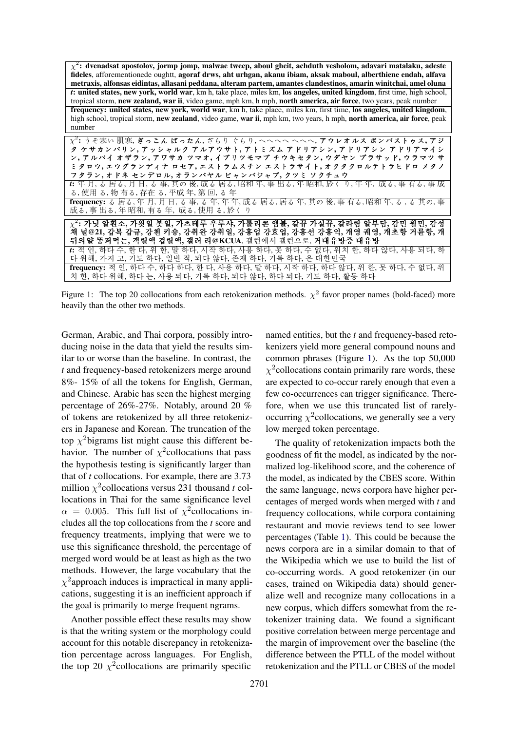| |
|---|
| $\chi^2$**: dvenadsat apostolov, jormp jomp, malwae tweep, aboul gheit, achduth vesholom, adavari matalaku, adeste fideles**, afforementionede oughtt, **agoraf drws, aht urhgan, akanu ibiam, aksak maboul, alberthiene endah, alfava metraxis, alfonsas eidintas, allasani peddana, alteram partem, amantes clandestinos, amarin winitchai, amel oluna** |
| *t*: **united states, new york, world war**, km h, take place, miles km, **los angeles, united kingdom**, first time, high school, tropical storm, **new zealand, war ii**, video game, mph km, h mph, **north america, air force**, two years, peak number |
| **frequency: united states, new york, world war**, km h, take place, miles km, first time, **los angeles, united kingdom**, high school, tropical storm, **new zealand**, video game, **war ii**, mph km, two years, h mph, **north america, air force**, peak number |

| |
|---|
| $\chi^2$: うそ寒い 肌寒, **ぎっこん ばったん**, ざらり ぐらり, へへへへ へへへ, **アウレオルス ボンバストゥス, アジタ ケサカンバリン, アッシャルク アルアウサト, アトミズム アドリアシン, アドリアシン アドリアマイシン, アルパイ オザラン, アワサカ ツマオ, イブリツモマブ チウキセタン, ウダヤン プラサッド, ウラマツ サミタロウ, エウグランディナ ロセア, エストラムスチン エストラサイト, オクタクロルテトラヒドロ メタノフタラン, オドネ センデロル, オランバヤル ビャンバジャブ, クツミ ソクチュウ** |
| *t*: 年 月, る 居る, 月 日, る 事, 其の 後, 成る 居る, 昭和 年, 事 出る, 年 昭和, 於く り, 年 年, 成る, 事 有る, 事 成る, 使用 る, 物 有る, 存在 る, 平成 年, 第 回, る 年 |
| **frequency:** る 居る, 年 月, 月 日, る 事, る 年, 年 年, 成る 居る, 居る 年, 其の 後, 事 有る, 昭和 年, る , る 其の, 事 成る, 事 出る, 年 昭和, 有る 年, 成る, 使用 る, 於く り |

| |
|---|
| $\chi^2$**: 가닛 알휜소, 가윗일 붓일, 가츠테루 우루샤, 가틀리콘 엠뷸, 갈뀨 가실뀨, 갈라람 알부담, 감민 월민, 감성채 널@21, 갑복 갑규, 강첸 키숑, 강취완 강취일, 강홍업 강효업, 강홍선 강홍익, 개영 궤영, 개초항 거륜항, 개뒤의얄 똥퍼먹는, 객렬액 겁렬액, 갤러 리@KCUA**, 갤런에서 갤런으로, **거대유방증 대유방** |
| *t*: 적 인, 하다 수, 한 다, 위 한, 말 하다, 시작 하다, 사용 하다, 못 하다, 수 없다, 위치 한, 하다 않다, 사용 되다, 하다 위해, 가지 고, 기도 하다, 일반 적, 되다 않다, 존재 하다, 기록 하다, 은 대한민국 |
| **frequency:** 적 인, 하다 수, 하다 하다, 한 다, 사용 하다, 말 하다, 시작 하다, 하다 않다, 위 한, 못 하다, 수 없다, 위치 한, 하다 위해, 하다 는, 사용 되다, 기록 하다, 되다 않다, 하다 되다, 기도 하다, 활동 하다 |

Figure 1: The top 20 collocations from each retokenization methods. $\chi^2$ favor proper names (bold-faced) more heavily than the other two methods.

German, Arabic, and Thai corpora, possibly introducing noise in the data that yield the results similar to or worse than the baseline. In contrast, the *t* and frequency-based retokenizers merge around 8%- 15% of all the tokens for English, German, and Chinese. Arabic has seen the highest merging percentage of 26%-27%. Notably, around 20 % of tokens are retokenized by all three retokenizers in Japanese and Korean. The truncation of the top $\chi^2$bigrams list might cause this different behavior. The number of $\chi^2$collocations that pass the hypothesis testing is significantly larger than that of *t* collocations. For example, there are 3.73 million $\chi^2$collocations versus 231 thousand *t* collocations in Thai for the same significance level $\alpha = 0.005$. This full list of $\chi^2$collocations includes all the top collocations from the *t* score and frequency treatments, implying that were we to use this significance threshold, the percentage of merged word would be at least as high as the two methods. However, the large vocabulary that the $\chi^2$approach induces is impractical in many applications, suggesting it is an inefficient approach if the goal is primarily to merge frequent ngrams.

Another possible effect these results may show is that the writing system or the morphology could account for this notable discrepancy in retokenization percentage across languages. For English, the top 20 $\chi^2$collocations are primarily specific named entities, but the *t* and frequency-based retokenizers yield more general compound nouns and common phrases (Figure 1). As the top 50,000 $\chi^2$collocations contain primarily rare words, these are expected to co-occur rarely enough that even a few co-occurrences can trigger significance. Therefore, when we use this truncated list of rarely-occurring $\chi^2$collocations, we generally see a very low merged token percentage.

The quality of retokenization impacts both the goodness of fit the model, as indicated by the normalized log-likelihood score, and the coherence of the model, as indicated by the CBES score. Within the same language, news corpora have higher percentages of merged words when merged with *t* and frequency collocations, while corpora containing restaurant and movie reviews tend to see lower percentages (Table 1). This could be because the news corpora are in a similar domain to that of the Wikipedia which we use to build the list of co-occurring words. A good retokenizer (in our cases, trained on Wikipedia data) should generalize well and recognize many collocations in a new corpus, which differs somewhat from the retokenizer training data. We found a significant positive correlation between merge percentage and the margin of improvement over the baseline (the difference between the PTLL of the model without retokenization and the PTLL or CBES of the model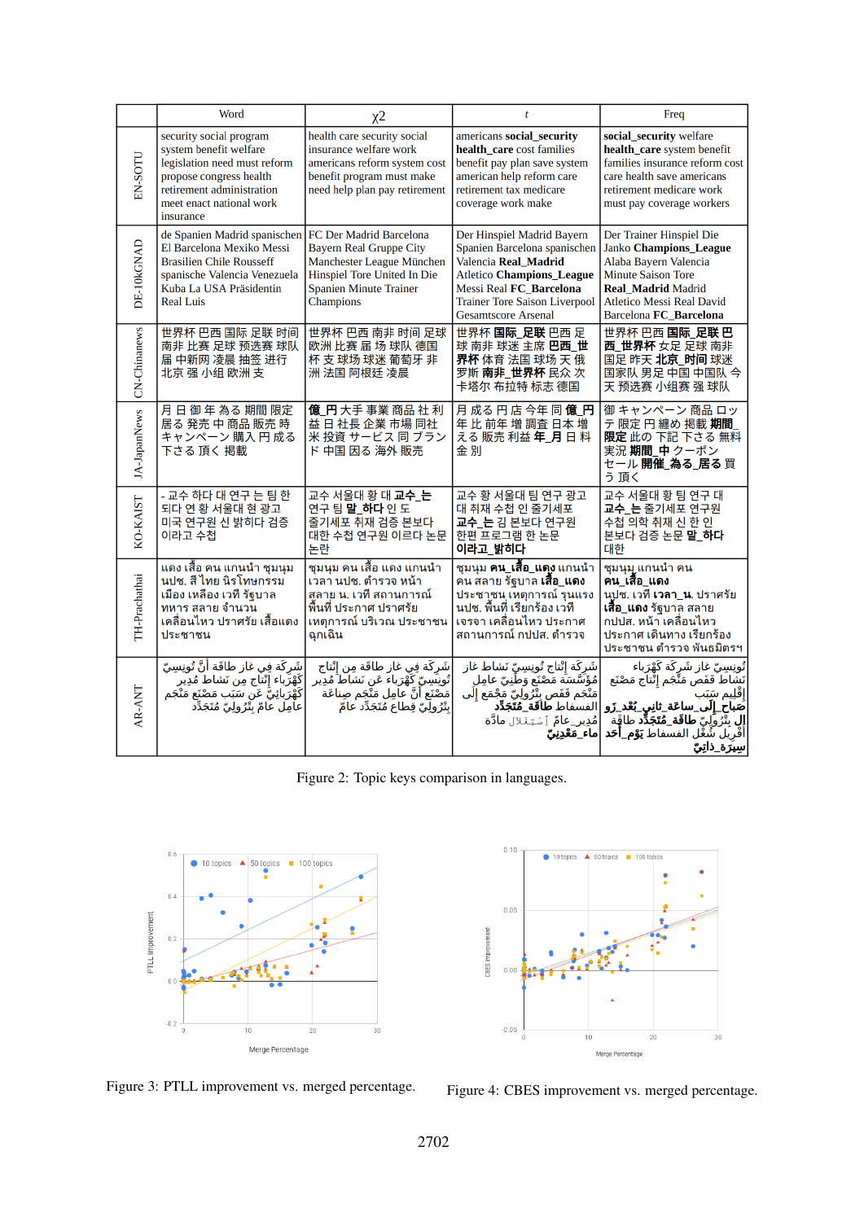| | Word | χ2 | t | Freq |
|---|---|---|---|---|
| EN-SOTU | security social program system benefit welfare legislation need must reform propose congress health retirement administration meet enact national work insurance | health care security social insurance welfare work americans reform system cost benefit program must make need help plan pay retirement | americans **social_security** **health_care** cost families benefit pay plan save system american help reform care retirement tax medicare coverage work make | **social_security** welfare **health_care** system benefit families insurance reform cost care health save americans retirement medicare work must pay coverage workers |
| DE-10kGNAD | de Spanien Madrid spanischen El Barcelona Mexiko Messi Brasilien Chile Rousseff spanische Valencia Venezuela Kuba La USA Präsidentin Real Luis | FC Der Madrid Barcelona Bayern Real Gruppe City Manchester League München Hinspiel Tore United In Die Spanien Minute Trainer Champions | Der Hinspiel Madrid Bayern Spanien Barcelona spanischen Valencia **Real_Madrid** Atletico **Champions_League** Messi Real **FC_Barcelona** Trainer Tore Saison Liverpool Gesamtscore Arsenal | Der Trainer Hinspiel Die Janko **Champions_League** Alaba Bayern Valencia Minute Saison Tore **Real_Madrid** Madrid Atletico Messi Real David Barcelona **FC_Barcelona** |
| CN-Chinanews | 世界杯 巴西 国际 足联 时间 南非 比赛 足球 预选赛 球队 届 中新网 凌晨 抽签 进行 北京 强 小组 欧洲 支 | 世界杯 巴西 南非 时间 足球 欧洲 比赛 届 预选赛 球队 杯 支 球场 球迷 葡萄牙 非 洲 法国 阿根廷 凌晨 | 世界杯 **国际_足联** 巴西 足 球 南非 球迷 主席 **巴西_世界杯** 体育 法国 球场 天 俄 罗斯 **南非_世界杯** 民众 次 卡塔尔 布拉特 标志 德国 | 世界杯 巴西 **国际_足联** **巴西_世界杯** 女足 足球 南非 国足 昨天 **北京_时间** 球迷 国家队 男足 中国 中国队 今 天 预选赛 小组赛 强 球队 |
| JA-JapanNews | 月 日 御 年 為 期間 限定 居る 発売 中 商品 販売 時 キャンペーン 購入 円 成る 下さる 頂く 掲載 | **億_円** 大手 事業 商品 社 利 益 日 社長 企業 市場 同社 米 投資 サービス 同 プラン ド 中国 因る 海外 販売 | 月 成る 円 店 今年 同 **億_円** 年 比 前年 増 調査 日本 増 える 販売 利益 **年_月** 日 料 金 別 | 御 キャンペーン 商品 ロッテ 限定 円 纏め 掲載 **期間_限定** 此の 下記 下さる 無料 実況 **期間_中** クーポン セール **開催_為る_居る** 買う 頂く |
| KO-KAIST | - 교수 하다 대 연구 는 팀 한 되다 연 황 서울대 현 광고 미국 연구원 신 밝히다 검증 이라고 수첩 | 교수 서울대 황 대 **교수_는** 연구 팀 **말_하다** 인 도 줄기세포 취재 검증 본보다 대한 수첩 연구원 이르다 논문 논란 | 교수 황 서울대 팀 연구 광고 대 취재 수첩 인 줄기세포 **교수_는** 김 본보다 연구원 한편 프로그램 한 논문 **이라고_밝히다** | 교수 서울대 황 팀 연구 대 **교수_는** 줄기세포 연구원 수첩 의학 취재 신 한 인 본보다 검증 논문 **말_하다** 대한 |
| TH-Prachathai | แดง เสื้อ คน แกนนำ ชุมนุม นปช. สี ไทย นิรโทษกรรม เมือง เหลือง เวที รัฐบาล ทหาร สลาย จำนวน เคลื่อนไหว ปราศรัย เสื้อแดง ประชาชน | ชุมนุม คน เสื้อ แดง แกนนำ เวลา นปช. ตำรวจ หน้า สลาย น. เวที สถานการณ์ พื้นที่ ประกาศ ปราศรัย เหตุการณ์ บริเวณ ประชาชน ฉุกเฉิน | ชุมนุม **คน_เสื้อ_แดง** แกนนำ คน สลาย รัฐบาล **เสื้อ_แดง** ประชาชน เหตุการณ์ รุนแรง นปช. พื้นที่ เรียกร้อง เวที เจรจา เคลื่อนไหว ประกาศ สถานการณ์ กปปส. ตำรวจ | ชุมนุม แกนนำ คน **คน_เสื้อ_แดง** นปช. เวที **เวลา_น.** ปราศรัย **เสื้อ_แดง** รัฐบาล สลาย กปปส. หน้า เคลื่อนไหว ประกาศ เดินทาง เรียกร้อง ประชาชน ตำรวจ พันธมิตรฯ |
| AR-ANT | شَرِكَة فِي غاز طاقَة أَنَّ تُونِسِيّ كَهْرَبائِيّ عَن إِنْتاج مِن نَشاط مُدِير عامِل بِتْرُولِيّ عامّ مُتَجَدِّدَة سَبَب مَصْنَع مُنْجَم | شَرِكَة فِي غاز طاقَة مِن إِنْتاج تُونِسِيّ كَهْرَبائِيّ عَن نَشاط مُدِير مَصْنَع أَنَّ عامِل مُنْجَم صِناعَة بِتْرُولِيّ قِطاع مُتَجَدِّدَة عامّ | شَرِكَة تُونِسِيّ إِنْتاج نَشاط غاز مُؤَسَّسَة مَصْنَع وَطَنِيّ عامِل مُنْجَم فَقَط بِتْرُولِيّ مُنْجَم إِلى **الفسفاط طاقَة مُتَجَدِّدَة** مُدِير عامّ آسْتِغْلال مادَّة **عامّ_مُعَدِّنِيّ** | تُونِسِيّ شَرِكَة كَهْرَبائِيّ نَشاط إِنْتاج مُنْجَم فَقَط مَصْنَع إِقْلِيم سَبَب **صَباح_إِلى_ساعَة_ثانِي_بَعْدَ_زَوال** **إِلى بِتْرُولِيّ طاقَة مُتَجَدِّدَة** أَفْرِيل شُغْل الفسفاط **يَوْم_أَحَد** **سَيّارَة_ذاتِيّ** |

Figure 2: Topic keys comparison in languages.

Figure 3: PTLL improvement vs. merged percentage.

Figure 4: CBES improvement vs. merged percentage.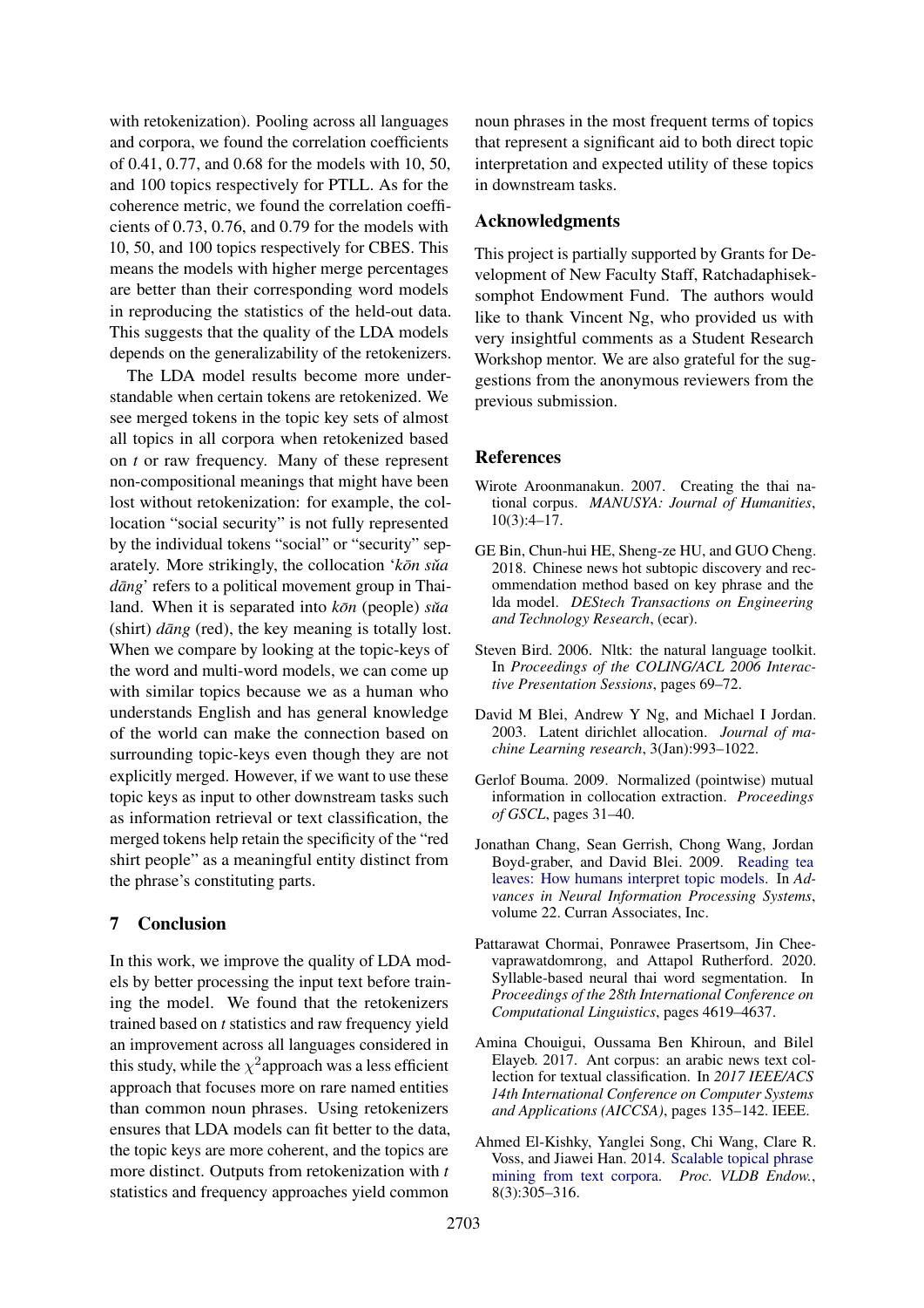with retokenization). Pooling across all languages and corpora, we found the correlation coefficients of 0.41, 0.77, and 0.68 for the models with 10, 50, and 100 topics respectively for PTLL. As for the coherence metric, we found the correlation coefficients of 0.73, 0.76, and 0.79 for the models with 10, 50, and 100 topics respectively for CBES. This means the models with higher merge percentages are better than their corresponding word models in reproducing the statistics of the held-out data. This suggests that the quality of the LDA models depends on the generalizability of the retokenizers.

The LDA model results become more understandable when certain tokens are retokenized. We see merged tokens in the topic key sets of almost all topics in all corpora when retokenized based on *t* or raw frequency. Many of these represent non-compositional meanings that might have been lost without retokenization: for example, the collocation "social security" is not fully represented by the individual tokens "social" or "security" separately. More strikingly, the collocation '*kōn sǔa dāng*' refers to a political movement group in Thailand. When it is separated into *kōn* (people) *sǔa* (shirt) *dāng* (red), the key meaning is totally lost. When we compare by looking at the topic-keys of the word and multi-word models, we can come up with similar topics because we as a human who understands English and has general knowledge of the world can make the connection based on surrounding topic-keys even though they are not explicitly merged. However, if we want to use these topic keys as input to other downstream tasks such as information retrieval or text classification, the merged tokens help retain the specificity of the "red shirt people" as a meaningful entity distinct from the phrase's constituting parts.

## 7 Conclusion

In this work, we improve the quality of LDA models by better processing the input text before training the model. We found that the retokenizers trained based on *t* statistics and raw frequency yield an improvement across all languages considered in this study, while the $\chi^2$approach was a less efficient approach that focuses more on rare named entities than common noun phrases. Using retokenizers ensures that LDA models can fit better to the data, the topic keys are more coherent, and the topics are more distinct. Outputs from retokenization with *t* statistics and frequency approaches yield common noun phrases in the most frequent terms of topics that represent a significant aid to both direct topic interpretation and expected utility of these topics in downstream tasks.

## Acknowledgments

This project is partially supported by Grants for Development of New Faculty Staff, Ratchadaphiseksomphot Endowment Fund. The authors would like to thank Vincent Ng, who provided us with very insightful comments as a Student Research Workshop mentor. We are also grateful for the suggestions from the anonymous reviewers from the previous submission.

## References

Wirote Aroonmanakun. 2007. Creating the thai national corpus. *MANUSYA: Journal of Humanities*, 10(3):4–17.

GE Bin, Chun-hui HE, Sheng-ze HU, and GUO Cheng. 2018. Chinese news hot subtopic discovery and recommendation method based on key phrase and the lda model. *DEStech Transactions on Engineering and Technology Research*, (ecar).

Steven Bird. 2006. Nltk: the natural language toolkit. In *Proceedings of the COLING/ACL 2006 Interactive Presentation Sessions*, pages 69–72.

David M Blei, Andrew Y Ng, and Michael I Jordan. 2003. Latent dirichlet allocation. *Journal of machine Learning research*, 3(Jan):993–1022.

Gerlof Bouma. 2009. Normalized (pointwise) mutual information in collocation extraction. *Proceedings of GSCL*, pages 31–40.

Jonathan Chang, Sean Gerrish, Chong Wang, Jordan Boyd-graber, and David Blei. 2009. Reading tea leaves: How humans interpret topic models. In *Advances in Neural Information Processing Systems*, volume 22. Curran Associates, Inc.

Pattarawat Chormai, Ponrawee Prasertsom, Jin Cheevaprawatdomrong, and Attapol Rutherford. 2020. Syllable-based neural thai word segmentation. In *Proceedings of the 28th International Conference on Computational Linguistics*, pages 4619–4637.

Amina Chouigui, Oussama Ben Khiroun, and Bilel Elayeb. 2017. Ant corpus: an arabic news text collection for textual classification. In *2017 IEEE/ACS 14th International Conference on Computer Systems and Applications (AICCSA)*, pages 135–142. IEEE.

Ahmed El-Kishky, Yanglei Song, Chi Wang, Clare R. Voss, and Jiawei Han. 2014. Scalable topical phrase mining from text corpora. *Proc. VLDB Endow.*, 8(3):305–316.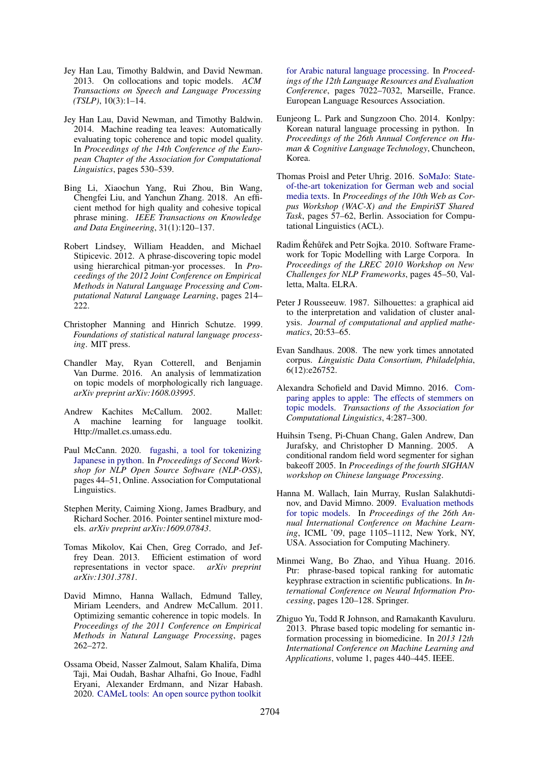Jey Han Lau, Timothy Baldwin, and David Newman. 2013. On collocations and topic models. *ACM Transactions on Speech and Language Processing (TSLP)*, 10(3):1–14.

Jey Han Lau, David Newman, and Timothy Baldwin. 2014. Machine reading tea leaves: Automatically evaluating topic coherence and topic model quality. In *Proceedings of the 14th Conference of the European Chapter of the Association for Computational Linguistics*, pages 530–539.

Bing Li, Xiaochun Yang, Rui Zhou, Bin Wang, Chengfei Liu, and Yanchun Zhang. 2018. An efficient method for high quality and cohesive topical phrase mining. *IEEE Transactions on Knowledge and Data Engineering*, 31(1):120–137.

Robert Lindsey, William Headden, and Michael Stipicevic. 2012. A phrase-discovering topic model using hierarchical pitman-yor processes. In *Proceedings of the 2012 Joint Conference on Empirical Methods in Natural Language Processing and Computational Natural Language Learning*, pages 214–222.

Christopher Manning and Hinrich Schutze. 1999. *Foundations of statistical natural language processing*. MIT press.

Chandler May, Ryan Cotterell, and Benjamin Van Durme. 2016. An analysis of lemmatization on topic models of morphologically rich language. *arXiv preprint arXiv:1608.03995*.

Andrew Kachites McCallum. 2002. Mallet: A machine learning for language toolkit. Http://mallet.cs.umass.edu.

Paul McCann. 2020. fugashi, a tool for tokenizing Japanese in python. In *Proceedings of Second Workshop for NLP Open Source Software (NLP-OSS)*, pages 44–51, Online. Association for Computational Linguistics.

Stephen Merity, Caiming Xiong, James Bradbury, and Richard Socher. 2016. Pointer sentinel mixture models. *arXiv preprint arXiv:1609.07843*.

Tomas Mikolov, Kai Chen, Greg Corrado, and Jeffrey Dean. 2013. Efficient estimation of word representations in vector space. *arXiv preprint arXiv:1301.3781*.

David Mimno, Hanna Wallach, Edmund Talley, Miriam Leenders, and Andrew McCallum. 2011. Optimizing semantic coherence in topic models. In *Proceedings of the 2011 Conference on Empirical Methods in Natural Language Processing*, pages 262–272.

Ossama Obeid, Nasser Zalmout, Salam Khalifa, Dima Taji, Mai Oudah, Bashar Alhafni, Go Inoue, Fadhl Eryani, Alexander Erdmann, and Nizar Habash. 2020. CAMeL tools: An open source python toolkit for Arabic natural language processing. In *Proceedings of the 12th Language Resources and Evaluation Conference*, pages 7022–7032, Marseille, France. European Language Resources Association.

Eunjeong L. Park and Sungzoon Cho. 2014. Konlpy: Korean natural language processing in python. In *Proceedings of the 26th Annual Conference on Human & Cognitive Language Technology*, Chuncheon, Korea.

Thomas Proisl and Peter Uhrig. 2016. SoMaJo: State-of-the-art tokenization for German web and social media texts. In *Proceedings of the 10th Web as Corpus Workshop (WAC-X) and the EmpiriST Shared Task*, pages 57–62, Berlin. Association for Computational Linguistics (ACL).

Radim Řehůřek and Petr Sojka. 2010. Software Framework for Topic Modelling with Large Corpora. In *Proceedings of the LREC 2010 Workshop on New Challenges for NLP Frameworks*, pages 45–50, Valletta, Malta. ELRA.

Peter J Rousseeuw. 1987. Silhouettes: a graphical aid to the interpretation and validation of cluster analysis. *Journal of computational and applied mathematics*, 20:53–65.

Evan Sandhaus. 2008. The new york times annotated corpus. *Linguistic Data Consortium, Philadelphia*, 6(12):e26752.

Alexandra Schofield and David Mimno. 2016. Comparing apples to apple: The effects of stemmers on topic models. *Transactions of the Association for Computational Linguistics*, 4:287–300.

Huihsin Tseng, Pi-Chuan Chang, Galen Andrew, Dan Jurafsky, and Christopher D Manning. 2005. A conditional random field word segmenter for sighan bakeoff 2005. In *Proceedings of the fourth SIGHAN workshop on Chinese language Processing*.

Hanna M. Wallach, Iain Murray, Ruslan Salakhutdinov, and David Mimno. 2009. Evaluation methods for topic models. In *Proceedings of the 26th Annual International Conference on Machine Learning*, ICML '09, page 1105–1112, New York, NY, USA. Association for Computing Machinery.

Minmei Wang, Bo Zhao, and Yihua Huang. 2016. Ptr: phrase-based topical ranking for automatic keyphrase extraction in scientific publications. In *International Conference on Neural Information Processing*, pages 120–128. Springer.

Zhiguo Yu, Todd R Johnson, and Ramakanth Kavuluru. 2013. Phrase based topic modeling for semantic information processing in biomedicine. In *2013 12th International Conference on Machine Learning and Applications*, volume 1, pages 440–445. IEEE.